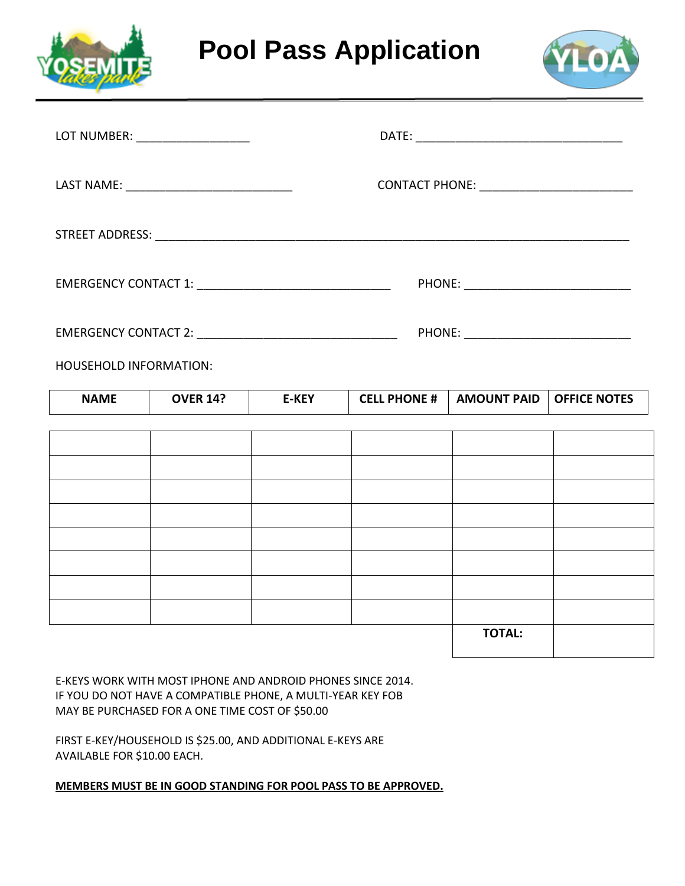# Pool Pass Application

LOT NUMBER: _________________ DATE: _______________________________

LAST NAME: _________________________ CONTACT PHONE: _______________________

STREET ADDRESS: _______________________________________________________________________

EMERGENCY CONTACT 1: _____________________________ PHONE: _________________________

EMERGENCY CONTACT 2: ______________________________ PHONE: _________________________

HOUSEHOLD INFORMATION:

| NAME | OVER 14? | E-KEY | CELL PHONE # | AMOUNT PAID | OFFICE NOTES |
|---|---|---|---|---|---|
| | | | | | |
| | | | | | |
| | | | | | |
| | | | | | |
| | | | | | |
| | | | | | |
| | | | | | |
| | | | | | |
| | | | | **TOTAL:** | |

E-KEYS WORK WITH MOST IPHONE AND ANDROID PHONES SINCE 2014.
IF YOU DO NOT HAVE A COMPATIBLE PHONE, A MULTI-YEAR KEY FOB
MAY BE PURCHASED FOR A ONE TIME COST OF $50.00

FIRST E-KEY/HOUSEHOLD IS $25.00, AND ADDITIONAL E-KEYS ARE
AVAILABLE FOR $10.00 EACH.

**MEMBERS MUST BE IN GOOD STANDING FOR POOL PASS TO BE APPROVED.**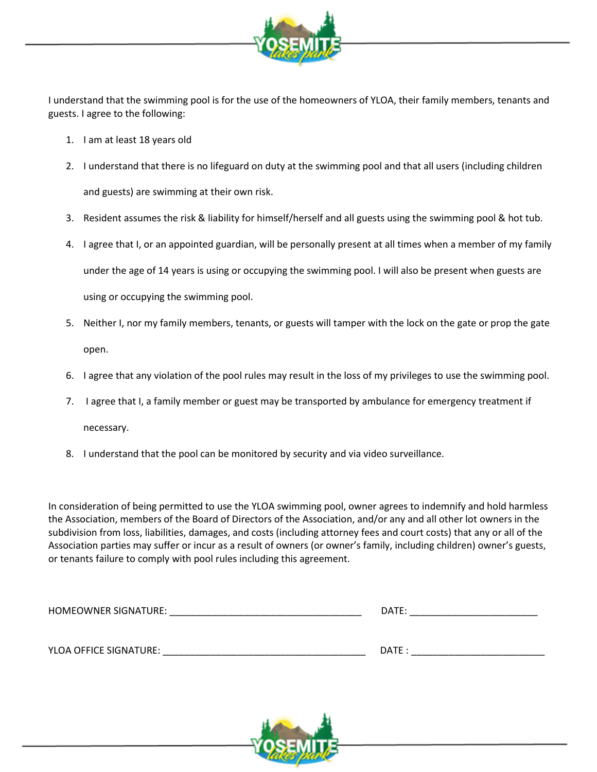I understand that the swimming pool is for the use of the homeowners of YLOA, their family members, tenants and guests. I agree to the following:

1. I am at least 18 years old
2. I understand that there is no lifeguard on duty at the swimming pool and that all users (including children and guests) are swimming at their own risk.
3. Resident assumes the risk & liability for himself/herself and all guests using the swimming pool & hot tub.
4. I agree that I, or an appointed guardian, will be personally present at all times when a member of my family under the age of 14 years is using or occupying the swimming pool. I will also be present when guests are using or occupying the swimming pool.
5. Neither I, nor my family members, tenants, or guests will tamper with the lock on the gate or prop the gate open.
6. I agree that any violation of the pool rules may result in the loss of my privileges to use the swimming pool.
7. I agree that I, a family member or guest may be transported by ambulance for emergency treatment if necessary.
8. I understand that the pool can be monitored by security and via video surveillance.

In consideration of being permitted to use the YLOA swimming pool, owner agrees to indemnify and hold harmless the Association, members of the Board of Directors of the Association, and/or any and all other lot owners in the subdivision from loss, liabilities, damages, and costs (including attorney fees and court costs) that any or all of the Association parties may suffer or incur as a result of owners (or owner's family, including children) owner's guests, or tenants failure to comply with pool rules including this agreement.

HOMEOWNER SIGNATURE: ____________________________________ DATE: ________________________

YLOA OFFICE SIGNATURE: ______________________________________ DATE : _________________________